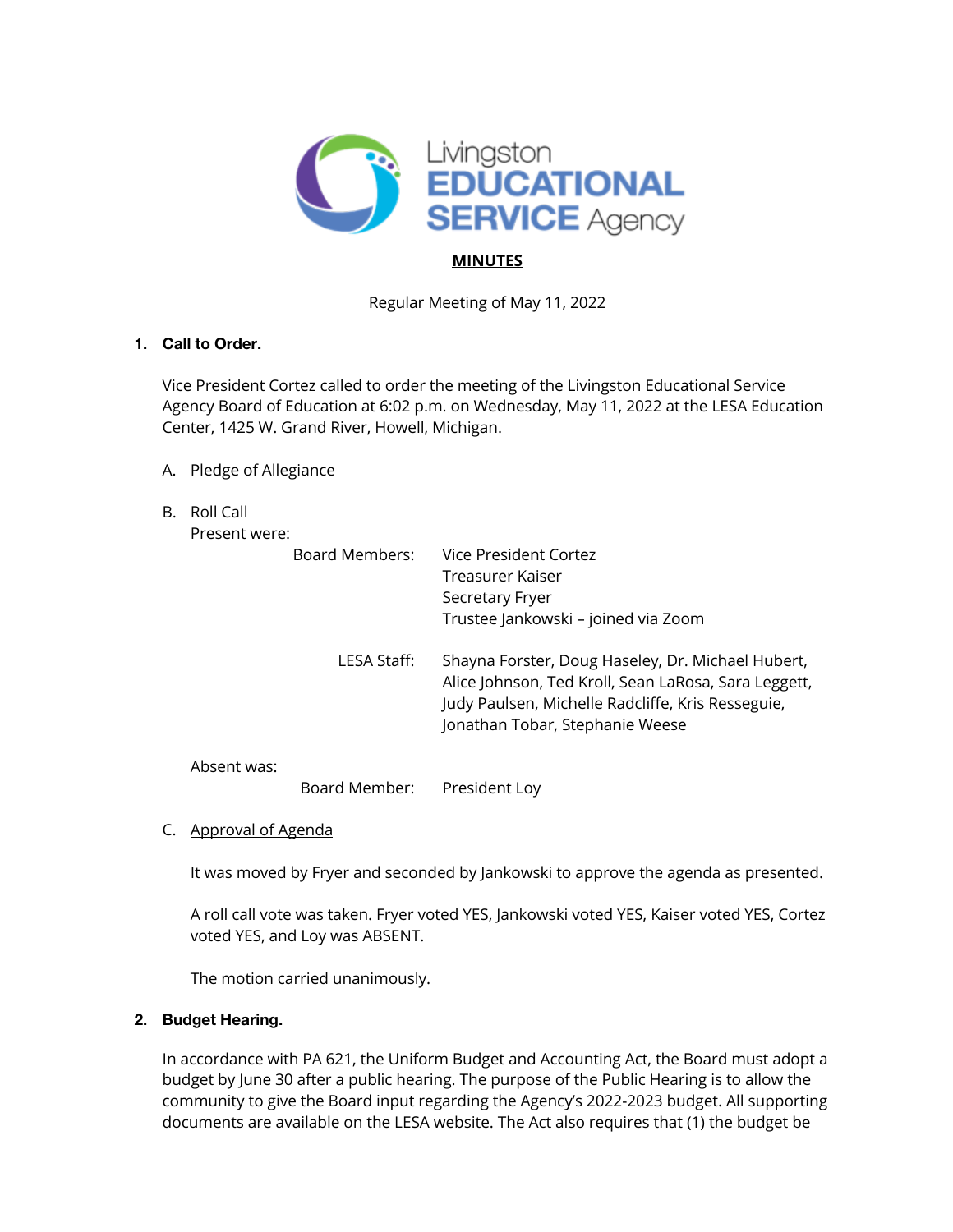Livingston EDUCATIONAL SERVICE Agency

**MINUTES**

Regular Meeting of May 11, 2022

**1. Call to Order.**

Vice President Cortez called to order the meeting of the Livingston Educational Service Agency Board of Education at 6:02 p.m. on Wednesday, May 11, 2022 at the LESA Education Center, 1425 W. Grand River, Howell, Michigan.

A. Pledge of Allegiance

B. Roll Call

Present were:

| | |
|---|---|
| Board Members: | Vice President Cortez<br>Treasurer Kaiser<br>Secretary Fryer<br>Trustee Jankowski – joined via Zoom |
| LESA Staff: | Shayna Forster, Doug Haseley, Dr. Michael Hubert, Alice Johnson, Ted Kroll, Sean LaRosa, Sara Leggett, Judy Paulsen, Michelle Radcliffe, Kris Resseguie, Jonathan Tobar, Stephanie Weese |

Absent was:

| | |
|---|---|
| Board Member: | President Loy |

C. Approval of Agenda

It was moved by Fryer and seconded by Jankowski to approve the agenda as presented.

A roll call vote was taken. Fryer voted YES, Jankowski voted YES, Kaiser voted YES, Cortez voted YES, and Loy was ABSENT.

The motion carried unanimously.

**2. Budget Hearing.**

In accordance with PA 621, the Uniform Budget and Accounting Act, the Board must adopt a budget by June 30 after a public hearing. The purpose of the Public Hearing is to allow the community to give the Board input regarding the Agency's 2022-2023 budget. All supporting documents are available on the LESA website. The Act also requires that (1) the budget be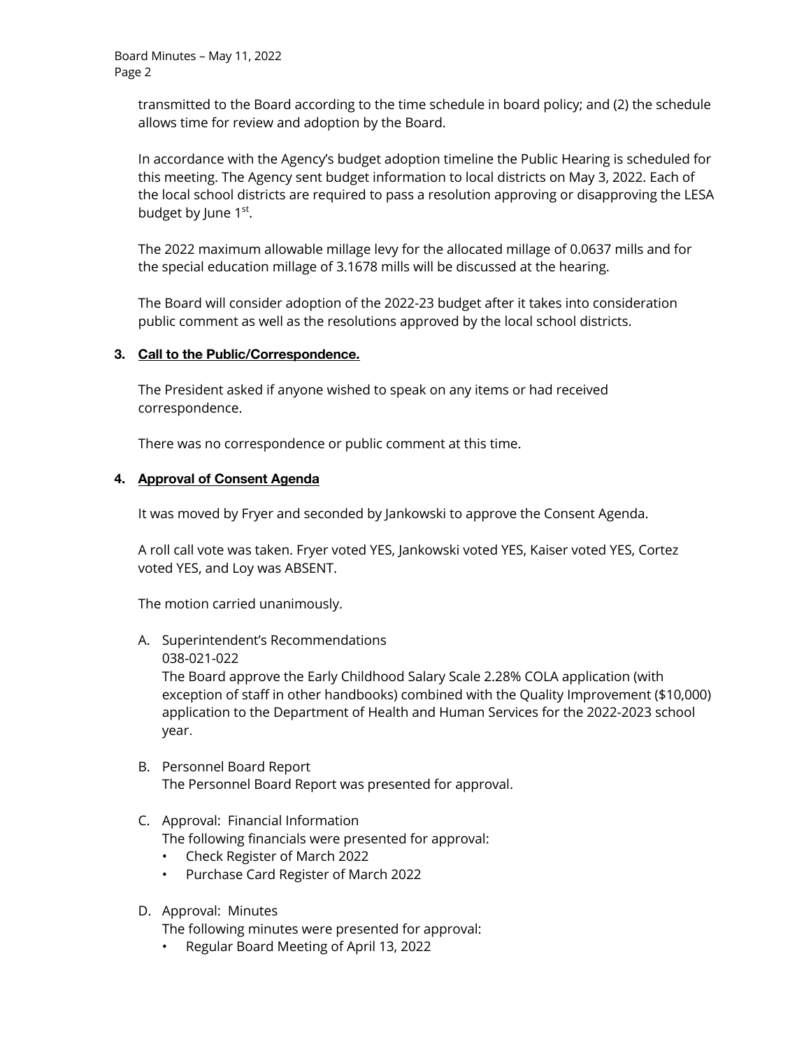transmitted to the Board according to the time schedule in board policy; and (2) the schedule allows time for review and adoption by the Board.

In accordance with the Agency's budget adoption timeline the Public Hearing is scheduled for this meeting. The Agency sent budget information to local districts on May 3, 2022. Each of the local school districts are required to pass a resolution approving or disapproving the LESA budget by June 1st.

The 2022 maximum allowable millage levy for the allocated millage of 0.0637 mills and for the special education millage of 3.1678 mills will be discussed at the hearing.

The Board will consider adoption of the 2022-23 budget after it takes into consideration public comment as well as the resolutions approved by the local school districts.

**3. Call to the Public/Correspondence.**

The President asked if anyone wished to speak on any items or had received correspondence.

There was no correspondence or public comment at this time.

**4. Approval of Consent Agenda**

It was moved by Fryer and seconded by Jankowski to approve the Consent Agenda.

A roll call vote was taken. Fryer voted YES, Jankowski voted YES, Kaiser voted YES, Cortez voted YES, and Loy was ABSENT.

The motion carried unanimously.

A. Superintendent's Recommendations
   038-021-022
   The Board approve the Early Childhood Salary Scale 2.28% COLA application (with exception of staff in other handbooks) combined with the Quality Improvement ($10,000) application to the Department of Health and Human Services for the 2022-2023 school year.

B. Personnel Board Report
   The Personnel Board Report was presented for approval.

C. Approval: Financial Information
   The following financials were presented for approval:
   - Check Register of March 2022
   - Purchase Card Register of March 2022

D. Approval: Minutes
   The following minutes were presented for approval:
   - Regular Board Meeting of April 13, 2022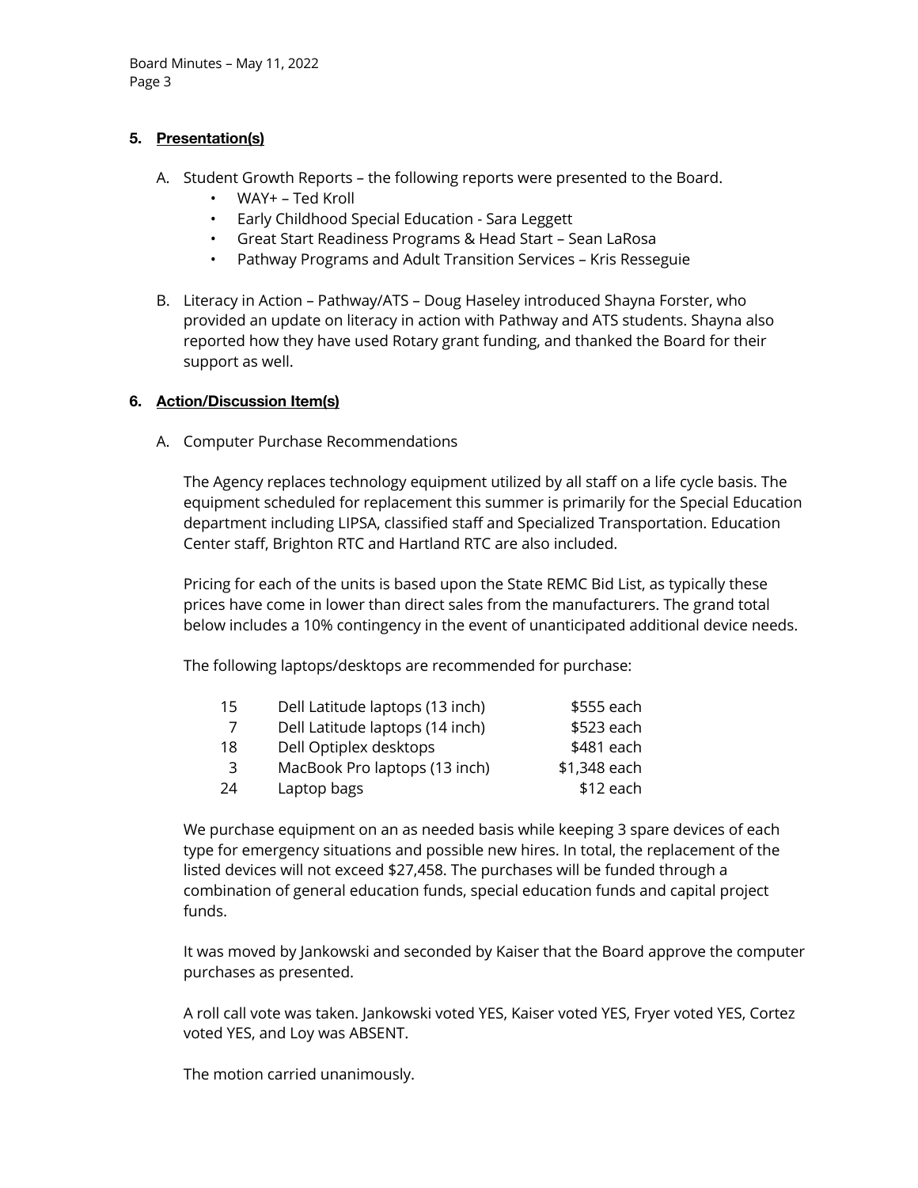## 5. Presentation(s)

A. Student Growth Reports – the following reports were presented to the Board.

- WAY+ – Ted Kroll
- Early Childhood Special Education - Sara Leggett
- Great Start Readiness Programs & Head Start – Sean LaRosa
- Pathway Programs and Adult Transition Services – Kris Resseguie

B. Literacy in Action – Pathway/ATS – Doug Haseley introduced Shayna Forster, who provided an update on literacy in action with Pathway and ATS students. Shayna also reported how they have used Rotary grant funding, and thanked the Board for their support as well.

## 6. Action/Discussion Item(s)

A. Computer Purchase Recommendations

The Agency replaces technology equipment utilized by all staff on a life cycle basis. The equipment scheduled for replacement this summer is primarily for the Special Education department including LIPSA, classified staff and Specialized Transportation. Education Center staff, Brighton RTC and Hartland RTC are also included.

Pricing for each of the units is based upon the State REMC Bid List, as typically these prices have come in lower than direct sales from the manufacturers. The grand total below includes a 10% contingency in the event of unanticipated additional device needs.

The following laptops/desktops are recommended for purchase:

| | | |
|---|---|---|
| 15 | Dell Latitude laptops (13 inch) | $555 each |
| 7 | Dell Latitude laptops (14 inch) | $523 each |
| 18 | Dell Optiplex desktops | $481 each |
| 3 | MacBook Pro laptops (13 inch) | $1,348 each |
| 24 | Laptop bags | $12 each |

We purchase equipment on an as needed basis while keeping 3 spare devices of each type for emergency situations and possible new hires. In total, the replacement of the listed devices will not exceed $27,458. The purchases will be funded through a combination of general education funds, special education funds and capital project funds.

It was moved by Jankowski and seconded by Kaiser that the Board approve the computer purchases as presented.

A roll call vote was taken. Jankowski voted YES, Kaiser voted YES, Fryer voted YES, Cortez voted YES, and Loy was ABSENT.

The motion carried unanimously.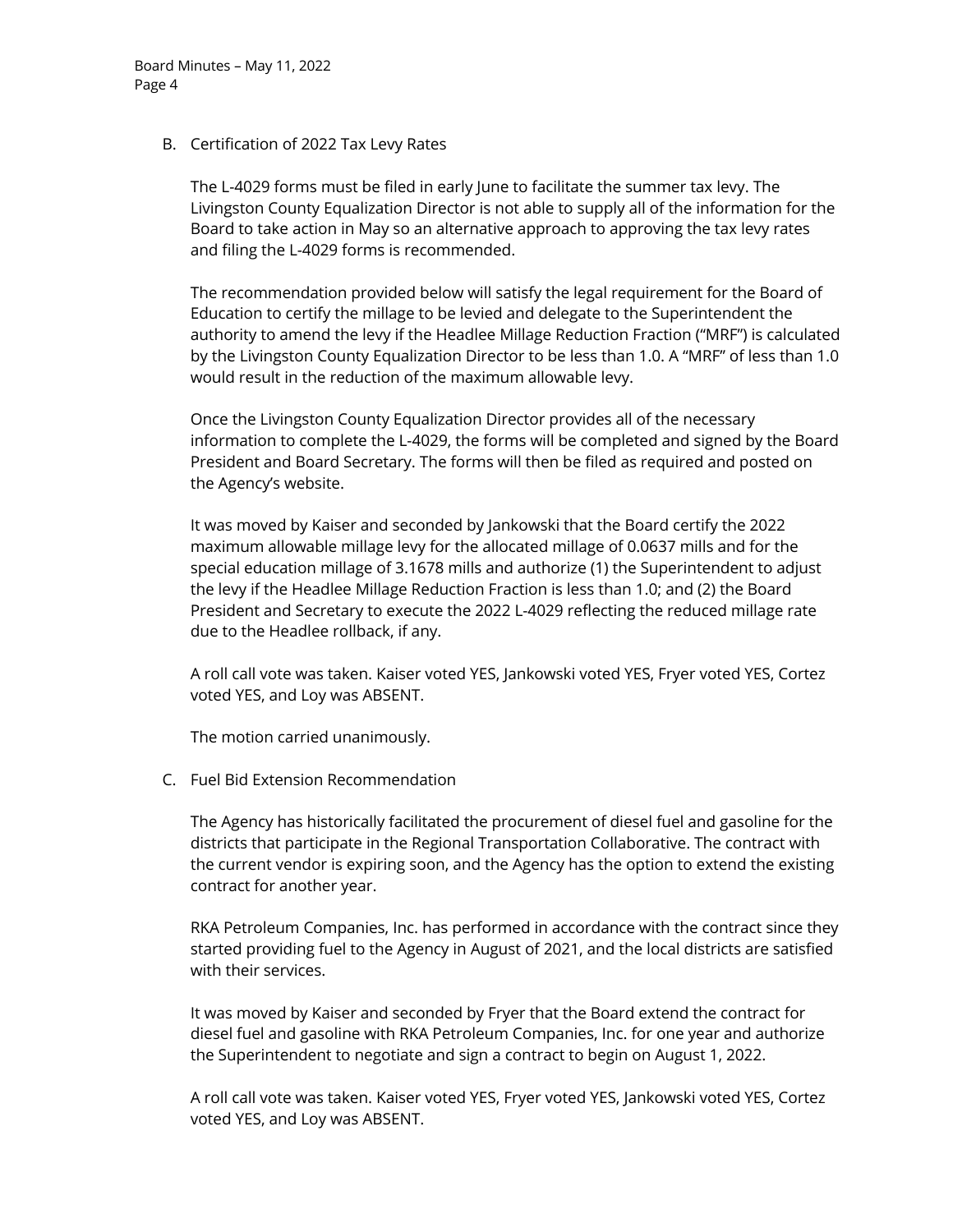B. Certification of 2022 Tax Levy Rates

The L-4029 forms must be filed in early June to facilitate the summer tax levy. The Livingston County Equalization Director is not able to supply all of the information for the Board to take action in May so an alternative approach to approving the tax levy rates and filing the L-4029 forms is recommended.

The recommendation provided below will satisfy the legal requirement for the Board of Education to certify the millage to be levied and delegate to the Superintendent the authority to amend the levy if the Headlee Millage Reduction Fraction ("MRF") is calculated by the Livingston County Equalization Director to be less than 1.0. A "MRF" of less than 1.0 would result in the reduction of the maximum allowable levy.

Once the Livingston County Equalization Director provides all of the necessary information to complete the L-4029, the forms will be completed and signed by the Board President and Board Secretary. The forms will then be filed as required and posted on the Agency's website.

It was moved by Kaiser and seconded by Jankowski that the Board certify the 2022 maximum allowable millage levy for the allocated millage of 0.0637 mills and for the special education millage of 3.1678 mills and authorize (1) the Superintendent to adjust the levy if the Headlee Millage Reduction Fraction is less than 1.0; and (2) the Board President and Secretary to execute the 2022 L-4029 reflecting the reduced millage rate due to the Headlee rollback, if any.

A roll call vote was taken. Kaiser voted YES, Jankowski voted YES, Fryer voted YES, Cortez voted YES, and Loy was ABSENT.

The motion carried unanimously.

C. Fuel Bid Extension Recommendation

The Agency has historically facilitated the procurement of diesel fuel and gasoline for the districts that participate in the Regional Transportation Collaborative. The contract with the current vendor is expiring soon, and the Agency has the option to extend the existing contract for another year.

RKA Petroleum Companies, Inc. has performed in accordance with the contract since they started providing fuel to the Agency in August of 2021, and the local districts are satisfied with their services.

It was moved by Kaiser and seconded by Fryer that the Board extend the contract for diesel fuel and gasoline with RKA Petroleum Companies, Inc. for one year and authorize the Superintendent to negotiate and sign a contract to begin on August 1, 2022.

A roll call vote was taken. Kaiser voted YES, Fryer voted YES, Jankowski voted YES, Cortez voted YES, and Loy was ABSENT.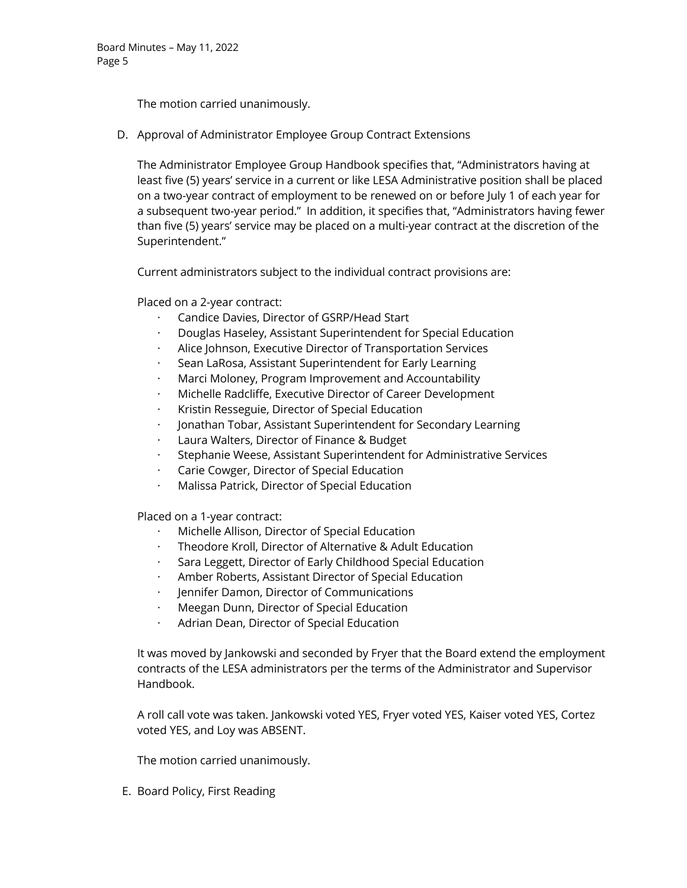The motion carried unanimously.

D. Approval of Administrator Employee Group Contract Extensions

The Administrator Employee Group Handbook specifies that, "Administrators having at least five (5) years' service in a current or like LESA Administrative position shall be placed on a two-year contract of employment to be renewed on or before July 1 of each year for a subsequent two-year period." In addition, it specifies that, "Administrators having fewer than five (5) years' service may be placed on a multi-year contract at the discretion of the Superintendent."

Current administrators subject to the individual contract provisions are:

Placed on a 2-year contract:

- Candice Davies, Director of GSRP/Head Start
- Douglas Haseley, Assistant Superintendent for Special Education
- Alice Johnson, Executive Director of Transportation Services
- Sean LaRosa, Assistant Superintendent for Early Learning
- Marci Moloney, Program Improvement and Accountability
- Michelle Radcliffe, Executive Director of Career Development
- Kristin Resseguie, Director of Special Education
- Jonathan Tobar, Assistant Superintendent for Secondary Learning
- Laura Walters, Director of Finance & Budget
- Stephanie Weese, Assistant Superintendent for Administrative Services
- Carie Cowger, Director of Special Education
- Malissa Patrick, Director of Special Education

Placed on a 1-year contract:

- Michelle Allison, Director of Special Education
- Theodore Kroll, Director of Alternative & Adult Education
- Sara Leggett, Director of Early Childhood Special Education
- Amber Roberts, Assistant Director of Special Education
- Jennifer Damon, Director of Communications
- Meegan Dunn, Director of Special Education
- Adrian Dean, Director of Special Education

It was moved by Jankowski and seconded by Fryer that the Board extend the employment contracts of the LESA administrators per the terms of the Administrator and Supervisor Handbook.

A roll call vote was taken. Jankowski voted YES, Fryer voted YES, Kaiser voted YES, Cortez voted YES, and Loy was ABSENT.

The motion carried unanimously.

E. Board Policy, First Reading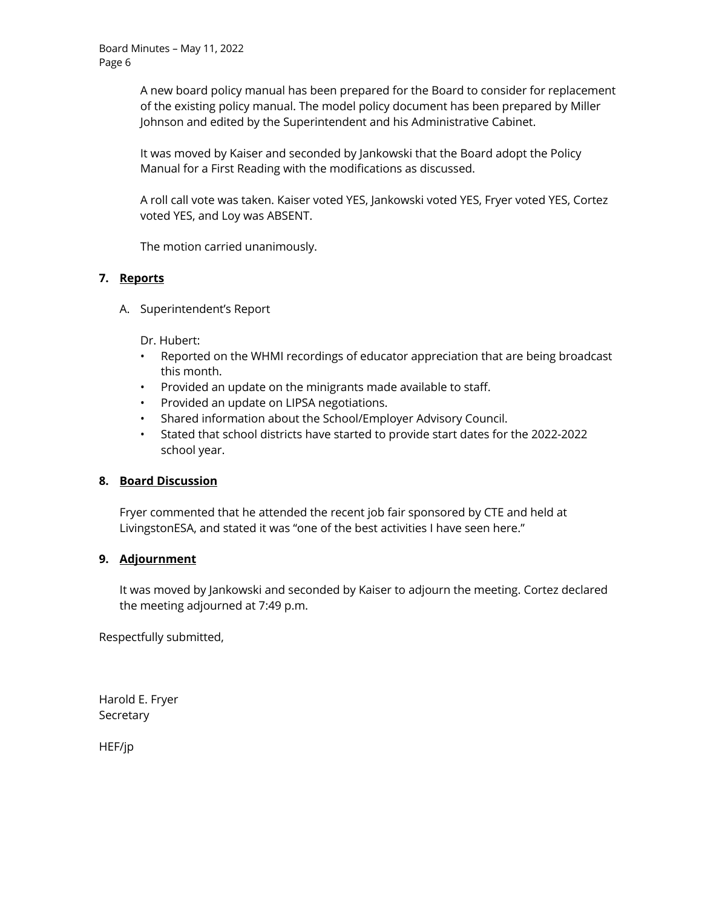A new board policy manual has been prepared for the Board to consider for replacement of the existing policy manual. The model policy document has been prepared by Miller Johnson and edited by the Superintendent and his Administrative Cabinet.

It was moved by Kaiser and seconded by Jankowski that the Board adopt the Policy Manual for a First Reading with the modifications as discussed.

A roll call vote was taken. Kaiser voted YES, Jankowski voted YES, Fryer voted YES, Cortez voted YES, and Loy was ABSENT.

The motion carried unanimously.

**7. Reports**

A. Superintendent's Report

Dr. Hubert:

- Reported on the WHMI recordings of educator appreciation that are being broadcast this month.
- Provided an update on the minigrants made available to staff.
- Provided an update on LIPSA negotiations.
- Shared information about the School/Employer Advisory Council.
- Stated that school districts have started to provide start dates for the 2022-2022 school year.

**8. Board Discussion**

Fryer commented that he attended the recent job fair sponsored by CTE and held at LivingstonESA, and stated it was "one of the best activities I have seen here."

**9. Adjournment**

It was moved by Jankowski and seconded by Kaiser to adjourn the meeting. Cortez declared the meeting adjourned at 7:49 p.m.

Respectfully submitted,

Harold E. Fryer
Secretary

HEF/jp